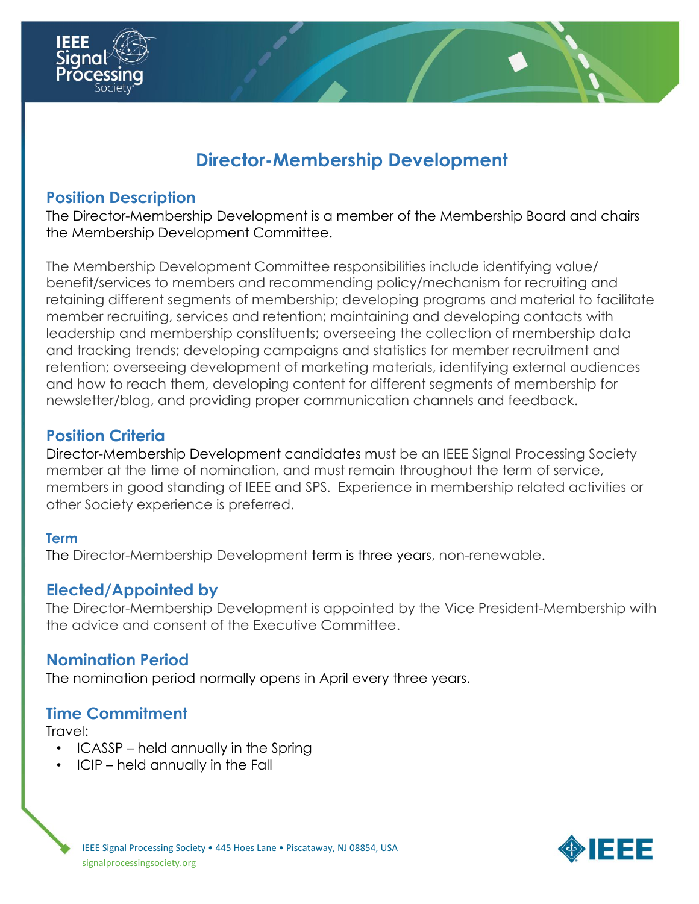# Director-Membership Development

## Position Description

The Director-Membership Development is a member of the Membership Board and chairs the Membership Development Committee.

The Membership Development Committee responsibilities include identifying value/ benefit/services to members and recommending policy/mechanism for recruiting and retaining different segments of membership; developing programs and material to facilitate member recruiting, services and retention; maintaining and developing contacts with leadership and membership constituents; overseeing the collection of membership data and tracking trends; developing campaigns and statistics for member recruitment and retention; overseeing development of marketing materials, identifying external audiences and how to reach them, developing content for different segments of membership for newsletter/blog, and providing proper communication channels and feedback.

## Position Criteria

Director-Membership Development candidates must be an IEEE Signal Processing Society member at the time of nomination, and must remain throughout the term of service, members in good standing of IEEE and SPS. Experience in membership related activities or other Society experience is preferred.

### Term

The Director-Membership Development term is three years, non-renewable.

## Elected/Appointed by

The Director-Membership Development is appointed by the Vice President-Membership with the advice and consent of the Executive Committee.

## Nomination Period

The nomination period normally opens in April every three years.

## Time Commitment

Travel:

- ICASSP – held annually in the Spring
- ICIP – held annually in the Fall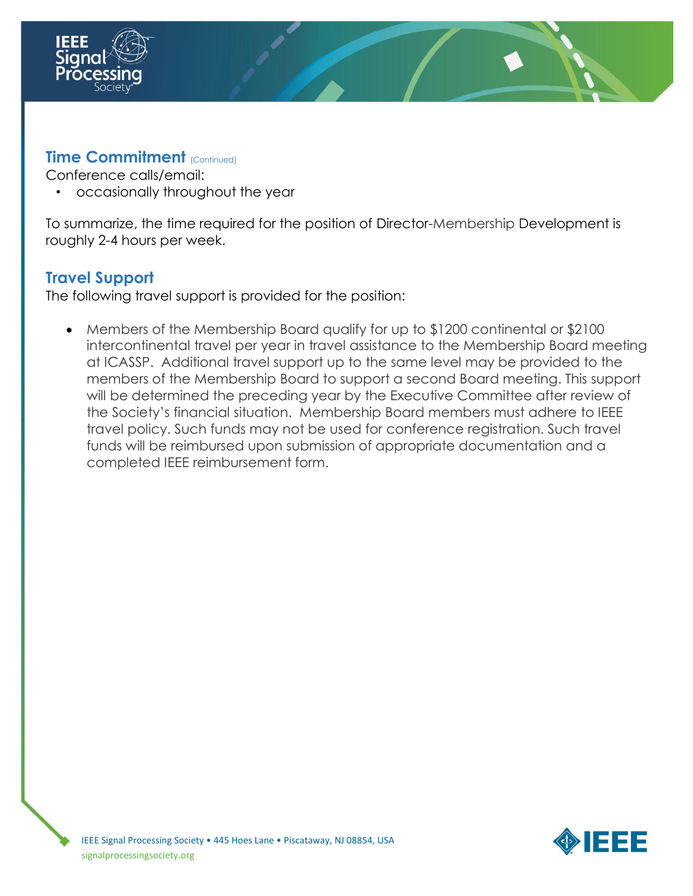## Time Commitment (Continued)

Conference calls/email:

- occasionally throughout the year

To summarize, the time required for the position of Director-Membership Development is roughly 2-4 hours per week.

## Travel Support

The following travel support is provided for the position:

- Members of the Membership Board qualify for up to $1200 continental or $2100 intercontinental travel per year in travel assistance to the Membership Board meeting at ICASSP. Additional travel support up to the same level may be provided to the members of the Membership Board to support a second Board meeting. This support will be determined the preceding year by the Executive Committee after review of the Society's financial situation. Membership Board members must adhere to IEEE travel policy. Such funds may not be used for conference registration. Such travel funds will be reimbursed upon submission of appropriate documentation and a completed IEEE reimbursement form.